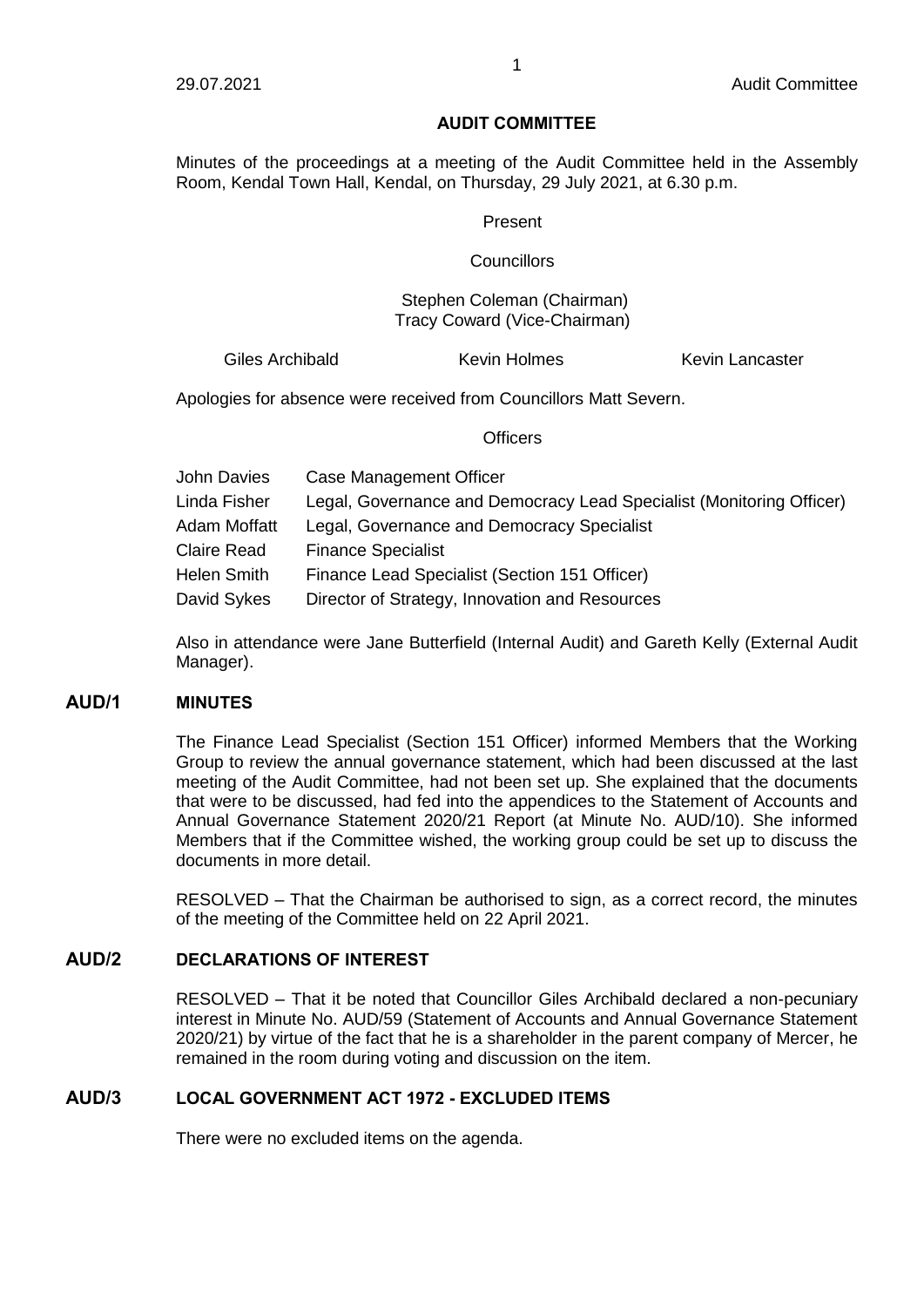## AUDIT COMMITTEE

Minutes of the proceedings at a meeting of the Audit Committee held in the Assembly Room, Kendal Town Hall, Kendal, on Thursday, 29 July 2021, at 6.30 p.m.

Present

Councillors

Stephen Coleman (Chairman)
Tracy Coward (Vice-Chairman)

Giles Archibald Kevin Holmes Kevin Lancaster

Apologies for absence were received from Councillors Matt Severn.

Officers

| | |
|---|---|
| John Davies | Case Management Officer |
| Linda Fisher | Legal, Governance and Democracy Lead Specialist (Monitoring Officer) |
| Adam Moffatt | Legal, Governance and Democracy Specialist |
| Claire Read | Finance Specialist |
| Helen Smith | Finance Lead Specialist (Section 151 Officer) |
| David Sykes | Director of Strategy, Innovation and Resources |

Also in attendance were Jane Butterfield (Internal Audit) and Gareth Kelly (External Audit Manager).

### AUD/1 MINUTES

The Finance Lead Specialist (Section 151 Officer) informed Members that the Working Group to review the annual governance statement, which had been discussed at the last meeting of the Audit Committee, had not been set up. She explained that the documents that were to be discussed, had fed into the appendices to the Statement of Accounts and Annual Governance Statement 2020/21 Report (at Minute No. AUD/10). She informed Members that if the Committee wished, the working group could be set up to discuss the documents in more detail.

RESOLVED – That the Chairman be authorised to sign, as a correct record, the minutes of the meeting of the Committee held on 22 April 2021.

### AUD/2 DECLARATIONS OF INTEREST

RESOLVED – That it be noted that Councillor Giles Archibald declared a non-pecuniary interest in Minute No. AUD/59 (Statement of Accounts and Annual Governance Statement 2020/21) by virtue of the fact that he is a shareholder in the parent company of Mercer, he remained in the room during voting and discussion on the item.

### AUD/3 LOCAL GOVERNMENT ACT 1972 - EXCLUDED ITEMS

There were no excluded items on the agenda.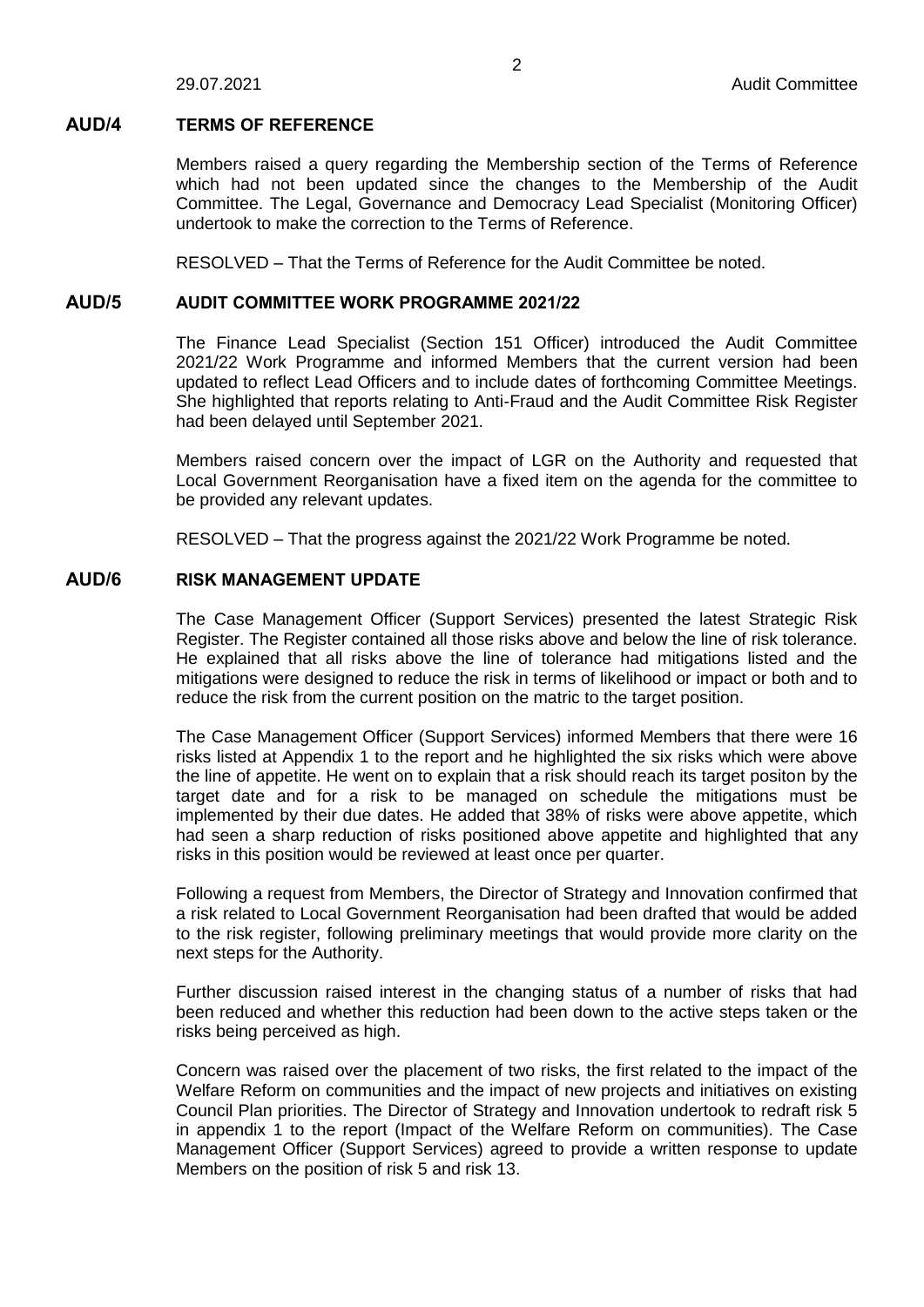## AUD/4 TERMS OF REFERENCE

Members raised a query regarding the Membership section of the Terms of Reference which had not been updated since the changes to the Membership of the Audit Committee. The Legal, Governance and Democracy Lead Specialist (Monitoring Officer) undertook to make the correction to the Terms of Reference.

RESOLVED – That the Terms of Reference for the Audit Committee be noted.

## AUD/5 AUDIT COMMITTEE WORK PROGRAMME 2021/22

The Finance Lead Specialist (Section 151 Officer) introduced the Audit Committee 2021/22 Work Programme and informed Members that the current version had been updated to reflect Lead Officers and to include dates of forthcoming Committee Meetings. She highlighted that reports relating to Anti-Fraud and the Audit Committee Risk Register had been delayed until September 2021.

Members raised concern over the impact of LGR on the Authority and requested that Local Government Reorganisation have a fixed item on the agenda for the committee to be provided any relevant updates.

RESOLVED – That the progress against the 2021/22 Work Programme be noted.

## AUD/6 RISK MANAGEMENT UPDATE

The Case Management Officer (Support Services) presented the latest Strategic Risk Register. The Register contained all those risks above and below the line of risk tolerance. He explained that all risks above the line of tolerance had mitigations listed and the mitigations were designed to reduce the risk in terms of likelihood or impact or both and to reduce the risk from the current position on the matric to the target position.

The Case Management Officer (Support Services) informed Members that there were 16 risks listed at Appendix 1 to the report and he highlighted the six risks which were above the line of appetite. He went on to explain that a risk should reach its target positon by the target date and for a risk to be managed on schedule the mitigations must be implemented by their due dates. He added that 38% of risks were above appetite, which had seen a sharp reduction of risks positioned above appetite and highlighted that any risks in this position would be reviewed at least once per quarter.

Following a request from Members, the Director of Strategy and Innovation confirmed that a risk related to Local Government Reorganisation had been drafted that would be added to the risk register, following preliminary meetings that would provide more clarity on the next steps for the Authority.

Further discussion raised interest in the changing status of a number of risks that had been reduced and whether this reduction had been down to the active steps taken or the risks being perceived as high.

Concern was raised over the placement of two risks, the first related to the impact of the Welfare Reform on communities and the impact of new projects and initiatives on existing Council Plan priorities. The Director of Strategy and Innovation undertook to redraft risk 5 in appendix 1 to the report (Impact of the Welfare Reform on communities). The Case Management Officer (Support Services) agreed to provide a written response to update Members on the position of risk 5 and risk 13.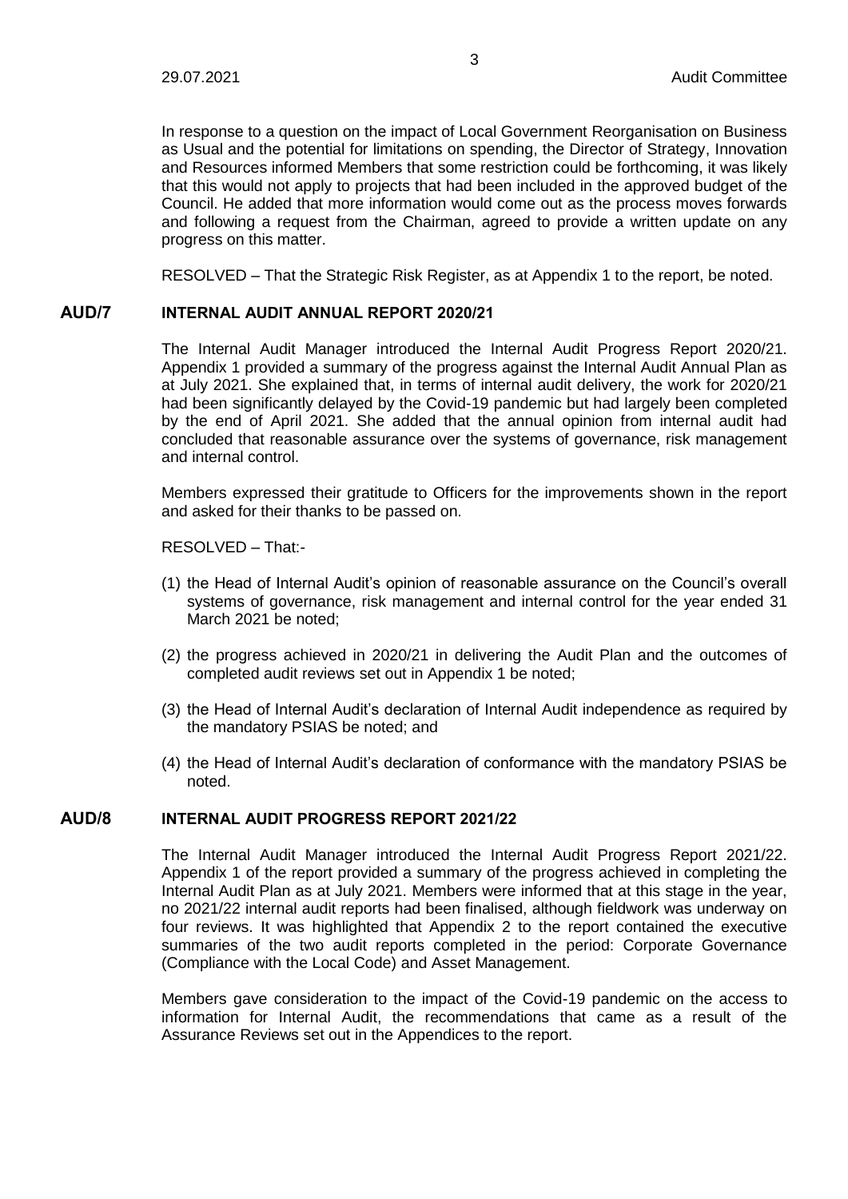In response to a question on the impact of Local Government Reorganisation on Business as Usual and the potential for limitations on spending, the Director of Strategy, Innovation and Resources informed Members that some restriction could be forthcoming, it was likely that this would not apply to projects that had been included in the approved budget of the Council. He added that more information would come out as the process moves forwards and following a request from the Chairman, agreed to provide a written update on any progress on this matter.

RESOLVED – That the Strategic Risk Register, as at Appendix 1 to the report, be noted.

## AUD/7 INTERNAL AUDIT ANNUAL REPORT 2020/21

The Internal Audit Manager introduced the Internal Audit Progress Report 2020/21. Appendix 1 provided a summary of the progress against the Internal Audit Annual Plan as at July 2021. She explained that, in terms of internal audit delivery, the work for 2020/21 had been significantly delayed by the Covid-19 pandemic but had largely been completed by the end of April 2021. She added that the annual opinion from internal audit had concluded that reasonable assurance over the systems of governance, risk management and internal control.

Members expressed their gratitude to Officers for the improvements shown in the report and asked for their thanks to be passed on.

RESOLVED – That:-

(1) the Head of Internal Audit's opinion of reasonable assurance on the Council's overall systems of governance, risk management and internal control for the year ended 31 March 2021 be noted;

(2) the progress achieved in 2020/21 in delivering the Audit Plan and the outcomes of completed audit reviews set out in Appendix 1 be noted;

(3) the Head of Internal Audit's declaration of Internal Audit independence as required by the mandatory PSIAS be noted; and

(4) the Head of Internal Audit's declaration of conformance with the mandatory PSIAS be noted.

## AUD/8 INTERNAL AUDIT PROGRESS REPORT 2021/22

The Internal Audit Manager introduced the Internal Audit Progress Report 2021/22. Appendix 1 of the report provided a summary of the progress achieved in completing the Internal Audit Plan as at July 2021. Members were informed that at this stage in the year, no 2021/22 internal audit reports had been finalised, although fieldwork was underway on four reviews. It was highlighted that Appendix 2 to the report contained the executive summaries of the two audit reports completed in the period: Corporate Governance (Compliance with the Local Code) and Asset Management.

Members gave consideration to the impact of the Covid-19 pandemic on the access to information for Internal Audit, the recommendations that came as a result of the Assurance Reviews set out in the Appendices to the report.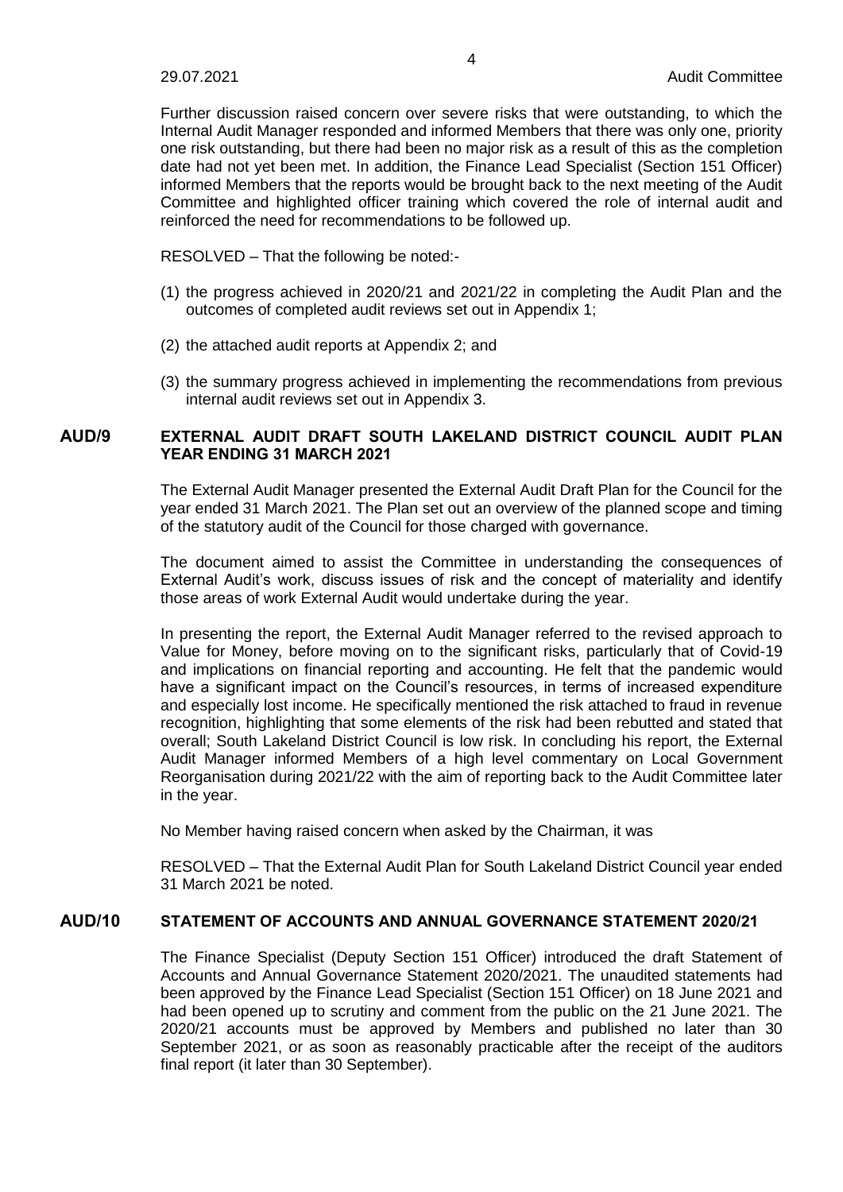Further discussion raised concern over severe risks that were outstanding, to which the Internal Audit Manager responded and informed Members that there was only one, priority one risk outstanding, but there had been no major risk as a result of this as the completion date had not yet been met. In addition, the Finance Lead Specialist (Section 151 Officer) informed Members that the reports would be brought back to the next meeting of the Audit Committee and highlighted officer training which covered the role of internal audit and reinforced the need for recommendations to be followed up.

RESOLVED – That the following be noted:-

(1) the progress achieved in 2020/21 and 2021/22 in completing the Audit Plan and the outcomes of completed audit reviews set out in Appendix 1;

(2) the attached audit reports at Appendix 2; and

(3) the summary progress achieved in implementing the recommendations from previous internal audit reviews set out in Appendix 3.

## AUD/9 EXTERNAL AUDIT DRAFT SOUTH LAKELAND DISTRICT COUNCIL AUDIT PLAN YEAR ENDING 31 MARCH 2021

The External Audit Manager presented the External Audit Draft Plan for the Council for the year ended 31 March 2021. The Plan set out an overview of the planned scope and timing of the statutory audit of the Council for those charged with governance.

The document aimed to assist the Committee in understanding the consequences of External Audit's work, discuss issues of risk and the concept of materiality and identify those areas of work External Audit would undertake during the year.

In presenting the report, the External Audit Manager referred to the revised approach to Value for Money, before moving on to the significant risks, particularly that of Covid-19 and implications on financial reporting and accounting. He felt that the pandemic would have a significant impact on the Council's resources, in terms of increased expenditure and especially lost income. He specifically mentioned the risk attached to fraud in revenue recognition, highlighting that some elements of the risk had been rebutted and stated that overall; South Lakeland District Council is low risk. In concluding his report, the External Audit Manager informed Members of a high level commentary on Local Government Reorganisation during 2021/22 with the aim of reporting back to the Audit Committee later in the year.

No Member having raised concern when asked by the Chairman, it was

RESOLVED – That the External Audit Plan for South Lakeland District Council year ended 31 March 2021 be noted.

## AUD/10 STATEMENT OF ACCOUNTS AND ANNUAL GOVERNANCE STATEMENT 2020/21

The Finance Specialist (Deputy Section 151 Officer) introduced the draft Statement of Accounts and Annual Governance Statement 2020/2021. The unaudited statements had been approved by the Finance Lead Specialist (Section 151 Officer) on 18 June 2021 and had been opened up to scrutiny and comment from the public on the 21 June 2021. The 2020/21 accounts must be approved by Members and published no later than 30 September 2021, or as soon as reasonably practicable after the receipt of the auditors final report (it later than 30 September).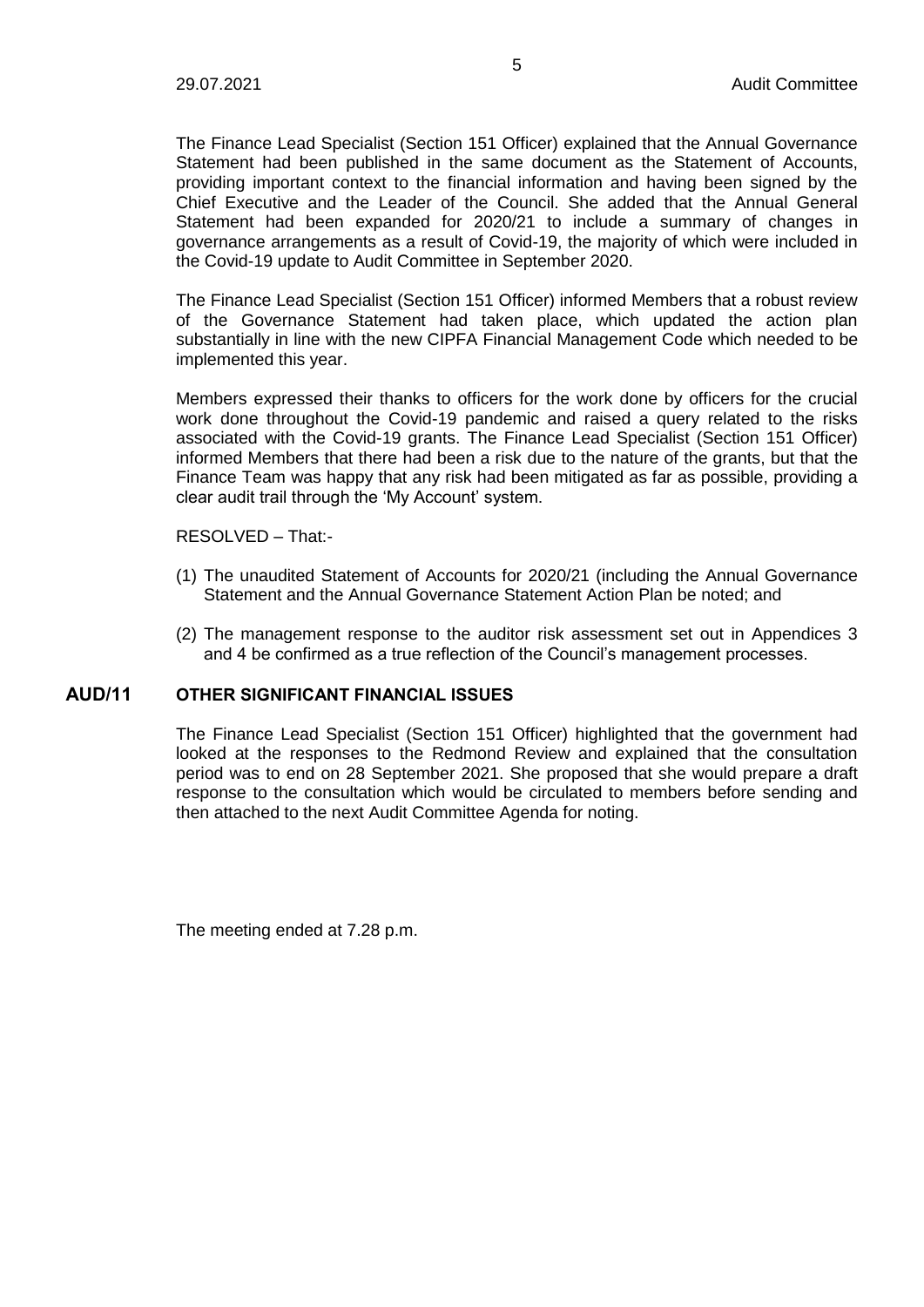The Finance Lead Specialist (Section 151 Officer) explained that the Annual Governance Statement had been published in the same document as the Statement of Accounts, providing important context to the financial information and having been signed by the Chief Executive and the Leader of the Council. She added that the Annual General Statement had been expanded for 2020/21 to include a summary of changes in governance arrangements as a result of Covid-19, the majority of which were included in the Covid-19 update to Audit Committee in September 2020.

The Finance Lead Specialist (Section 151 Officer) informed Members that a robust review of the Governance Statement had taken place, which updated the action plan substantially in line with the new CIPFA Financial Management Code which needed to be implemented this year.

Members expressed their thanks to officers for the work done by officers for the crucial work done throughout the Covid-19 pandemic and raised a query related to the risks associated with the Covid-19 grants. The Finance Lead Specialist (Section 151 Officer) informed Members that there had been a risk due to the nature of the grants, but that the Finance Team was happy that any risk had been mitigated as far as possible, providing a clear audit trail through the 'My Account' system.

RESOLVED – That:-

(1) The unaudited Statement of Accounts for 2020/21 (including the Annual Governance Statement and the Annual Governance Statement Action Plan be noted; and

(2) The management response to the auditor risk assessment set out in Appendices 3 and 4 be confirmed as a true reflection of the Council's management processes.

## AUD/11 OTHER SIGNIFICANT FINANCIAL ISSUES

The Finance Lead Specialist (Section 151 Officer) highlighted that the government had looked at the responses to the Redmond Review and explained that the consultation period was to end on 28 September 2021. She proposed that she would prepare a draft response to the consultation which would be circulated to members before sending and then attached to the next Audit Committee Agenda for noting.

The meeting ended at 7.28 p.m.